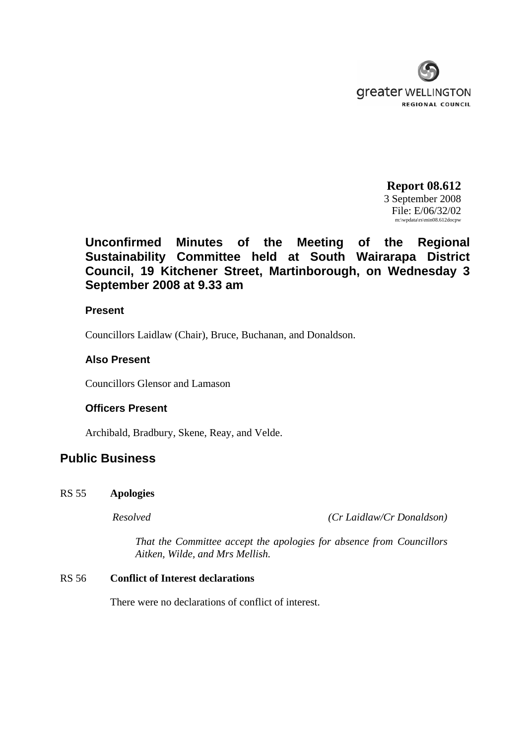greater WELLINGTON
REGIONAL COUNCIL

**Report 08.612**
3 September 2008
File: E/06/32/02
m:\wpdata\rs\min08.612docpw

## Unconfirmed Minutes of the Meeting of the Regional Sustainability Committee held at South Wairarapa District Council, 19 Kitchener Street, Martinborough, on Wednesday 3 September 2008 at 9.33 am

### Present

Councillors Laidlaw (Chair), Bruce, Buchanan, and Donaldson.

### Also Present

Councillors Glensor and Lamason

### Officers Present

Archibald, Bradbury, Skene, Reay, and Velde.

## Public Business

RS 55 **Apologies**

*Resolved* *(Cr Laidlaw/Cr Donaldson)*

*That the Committee accept the apologies for absence from Councillors Aitken, Wilde, and Mrs Mellish.*

RS 56 **Conflict of Interest declarations**

There were no declarations of conflict of interest.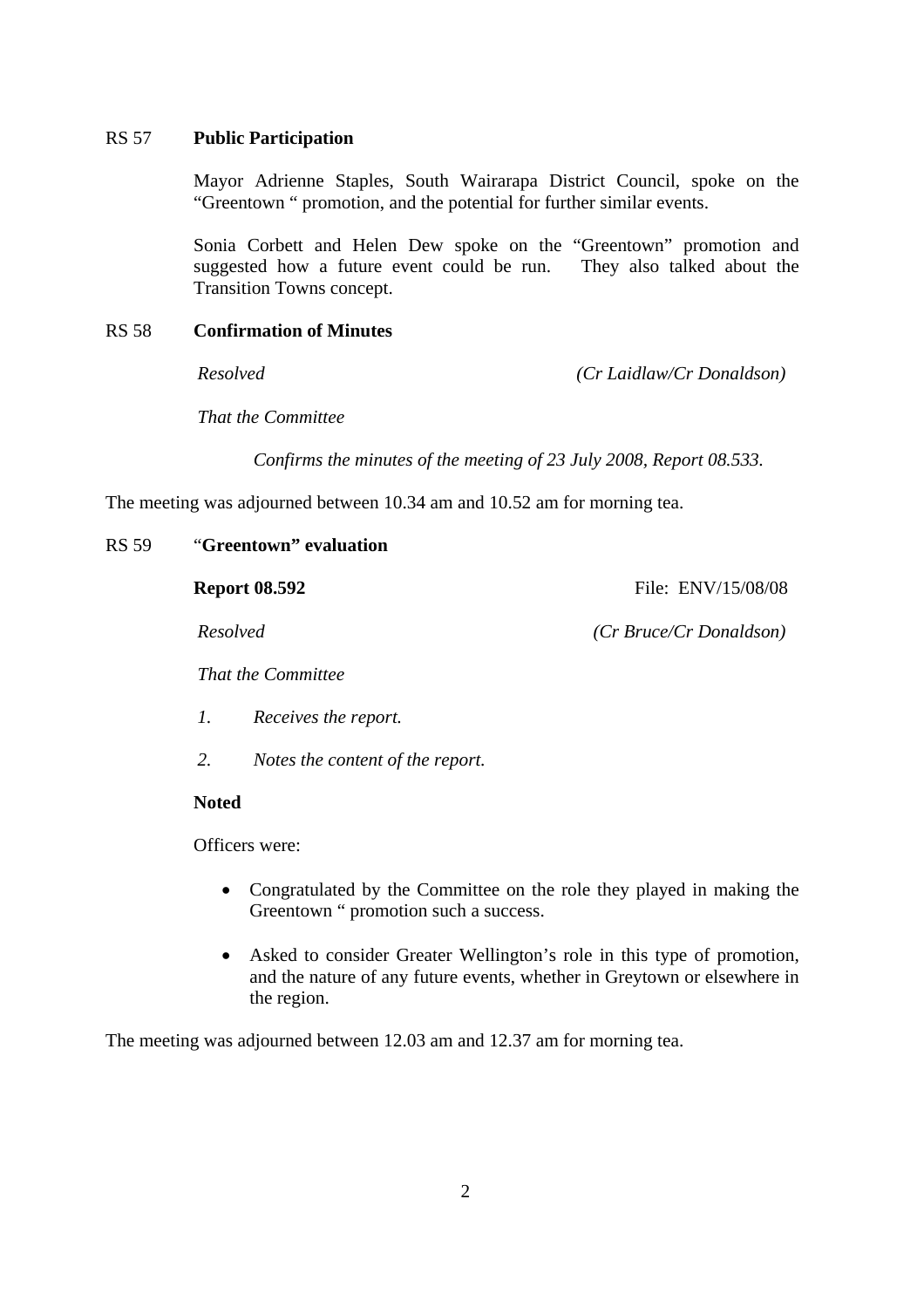RS 57 **Public Participation**

Mayor Adrienne Staples, South Wairarapa District Council, spoke on the "Greentown " promotion, and the potential for further similar events.

Sonia Corbett and Helen Dew spoke on the "Greentown" promotion and suggested how a future event could be run. They also talked about the Transition Towns concept.

RS 58 **Confirmation of Minutes**

*Resolved* *(Cr Laidlaw/Cr Donaldson)*

*That the Committee*

*Confirms the minutes of the meeting of 23 July 2008, Report 08.533.*

The meeting was adjourned between 10.34 am and 10.52 am for morning tea.

RS 59 "**Greentown" evaluation**

**Report 08.592** File: ENV/15/08/08

*Resolved* *(Cr Bruce/Cr Donaldson)*

*That the Committee*

*1. Receives the report.*

*2. Notes the content of the report.*

**Noted**

Officers were:

- Congratulated by the Committee on the role they played in making the Greentown " promotion such a success.
- Asked to consider Greater Wellington's role in this type of promotion, and the nature of any future events, whether in Greytown or elsewhere in the region.

The meeting was adjourned between 12.03 am and 12.37 am for morning tea.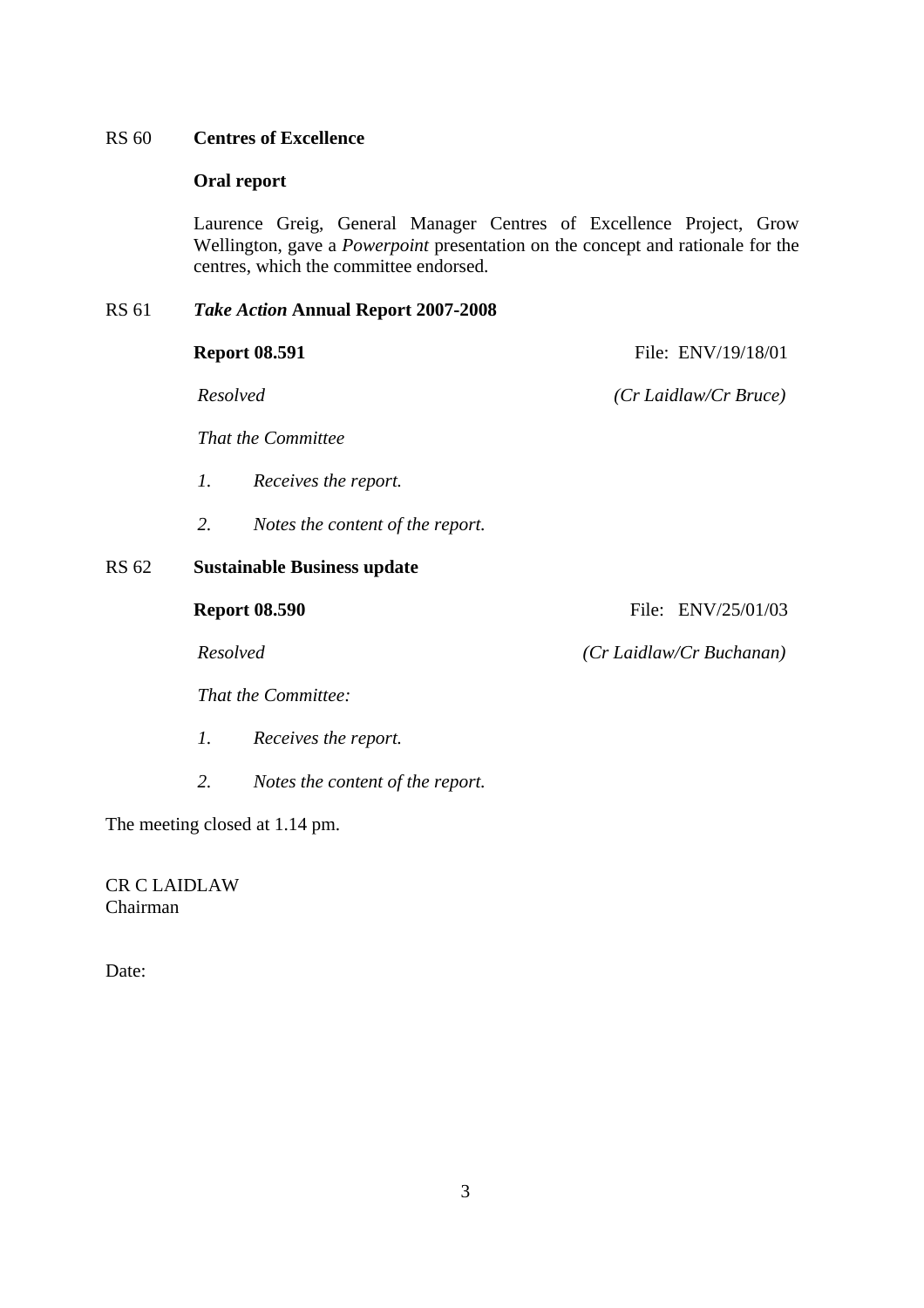RS 60 **Centres of Excellence**

**Oral report**

Laurence Greig, General Manager Centres of Excellence Project, Grow Wellington, gave a *Powerpoint* presentation on the concept and rationale for the centres, which the committee endorsed.

RS 61 ***Take Action* Annual Report 2007-2008**

**Report 08.591** File: ENV/19/18/01

*Resolved* *(Cr Laidlaw/Cr Bruce)*

*That the Committee*

1. *Receives the report.*
2. *Notes the content of the report.*

RS 62 **Sustainable Business update**

**Report 08.590** File: ENV/25/01/03

*Resolved* *(Cr Laidlaw/Cr Buchanan)*

*That the Committee:*

1. *Receives the report.*
2. *Notes the content of the report.*

The meeting closed at 1.14 pm.

CR C LAIDLAW
Chairman

Date: